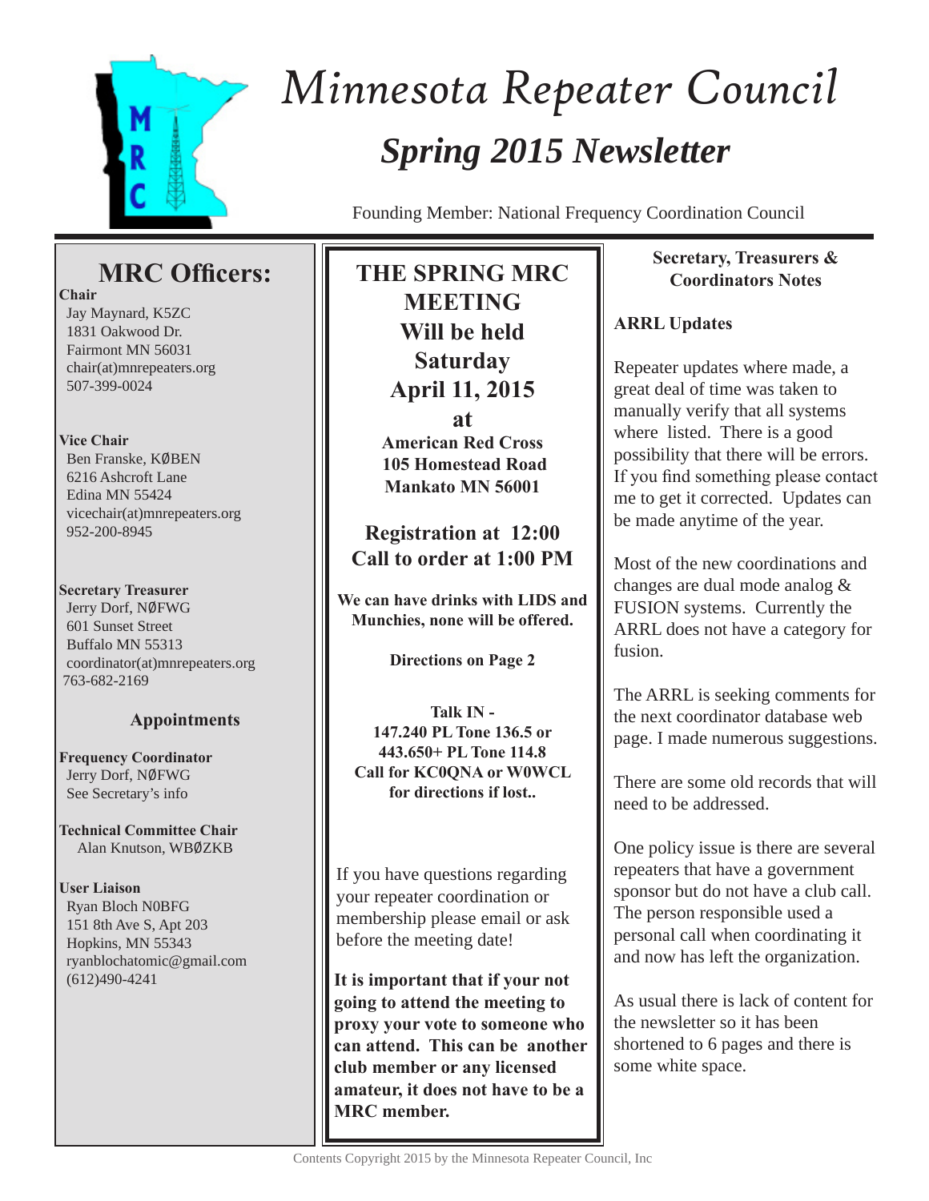# *Minnesota Repeater Council*

## *Spring 2015 Newsletter*

Founding Member: National Frequency Coordination Council

## MRC Officers:

**Chair**
Jay Maynard, K5ZC
1831 Oakwood Dr.
Fairmont MN 56031
chair(at)mnrepeaters.org
507-399-0024

**Vice Chair**
Ben Franske, KØBEN
6216 Ashcroft Lane
Edina MN 55424
vicechair(at)mnrepeaters.org
952-200-8945

**Secretary Treasurer**
Jerry Dorf, NØFWG
601 Sunset Street
Buffalo MN 55313
coordinator(at)mnrepeaters.org
763-682-2169

### Appointments

**Frequency Coordinator**
Jerry Dorf, NØFWG
See Secretary's info

**Technical Committee Chair**
Alan Knutson, WBØZKB

**User Liaison**
Ryan Bloch N0BFG
151 8th Ave S, Apt 203
Hopkins, MN 55343
ryanblochatomic@gmail.com
(612)490-4241

## THE SPRING MRC MEETING Will be held Saturday April 11, 2015 at

**American Red Cross**
**105 Homestead Road**
**Mankato MN 56001**

**Registration at 12:00**
**Call to order at 1:00 PM**

**We can have drinks with LIDS and Munchies, none will be offered.**

**Directions on Page 2**

**Talk IN -**
**147.240 PL Tone 136.5 or**
**443.650+ PL Tone 114.8**
**Call for KC0QNA or W0WCL for directions if lost..**

If you have questions regarding your repeater coordination or membership please email or ask before the meeting date!

**It is important that if your not going to attend the meeting to proxy your vote to someone who can attend. This can be another club member or any licensed amateur, it does not have to be a MRC member.**

### Secretary, Treasurers & Coordinators Notes

**ARRL Updates**

Repeater updates where made, a great deal of time was taken to manually verify that all systems where listed. There is a good possibility that there will be errors. If you find something please contact me to get it corrected. Updates can be made anytime of the year.

Most of the new coordinations and changes are dual mode analog & FUSION systems. Currently the ARRL does not have a category for fusion.

The ARRL is seeking comments for the next coordinator database web page. I made numerous suggestions.

There are some old records that will need to be addressed.

One policy issue is there are several repeaters that have a government sponsor but do not have a club call. The person responsible used a personal call when coordinating it and now has left the organization.

As usual there is lack of content for the newsletter so it has been shortened to 6 pages and there is some white space.

Contents Copyright 2015 by the Minnesota Repeater Council, Inc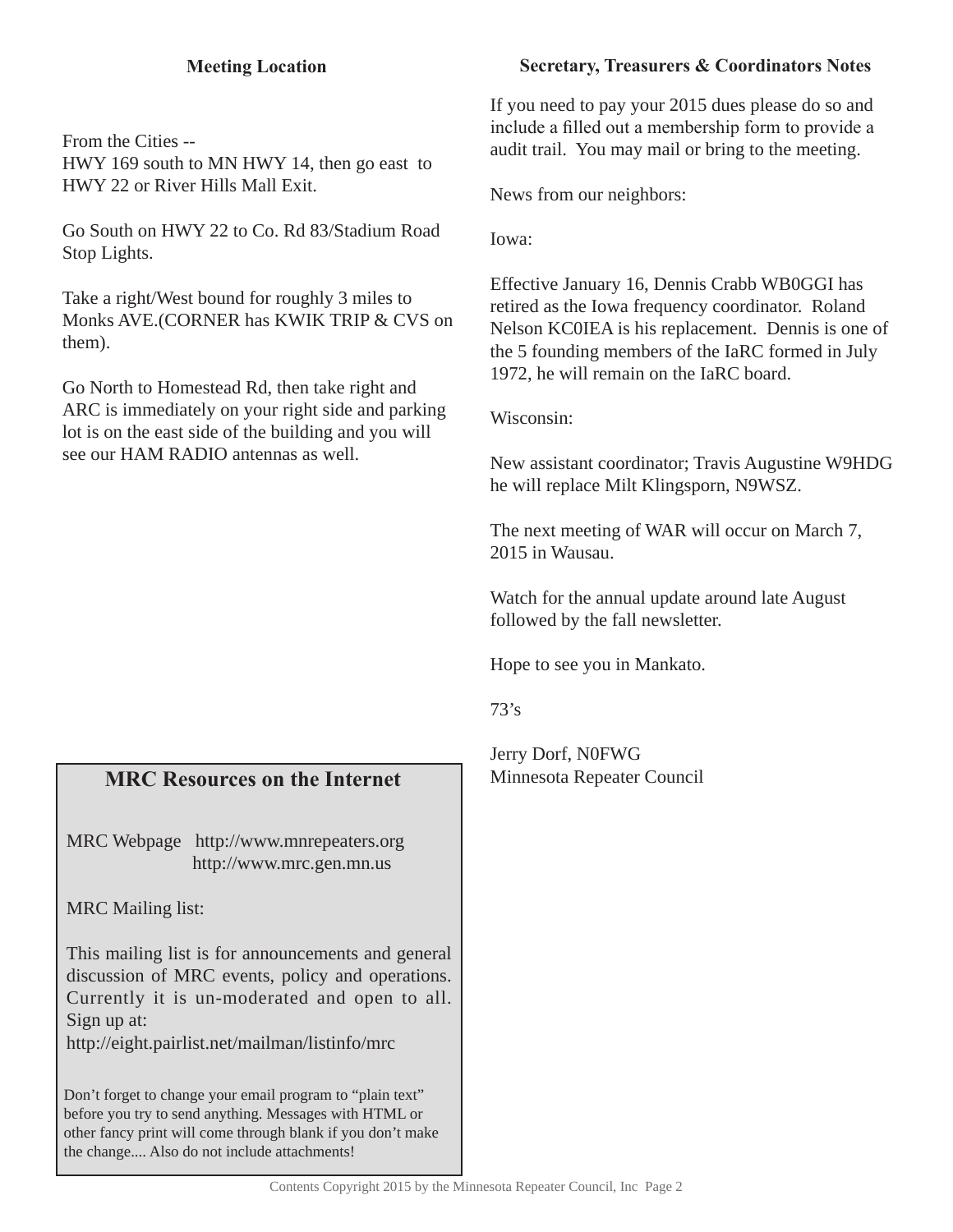## Meeting Location

From the Cities --
HWY 169 south to MN HWY 14, then go east to HWY 22 or River Hills Mall Exit.

Go South on HWY 22 to Co. Rd 83/Stadium Road Stop Lights.

Take a right/West bound for roughly 3 miles to Monks AVE.(CORNER has KWIK TRIP & CVS on them).

Go North to Homestead Rd, then take right and ARC is immediately on your right side and parking lot is on the east side of the building and you will see our HAM RADIO antennas as well.

## MRC Resources on the Internet

MRC Webpage http://www.mnrepeaters.org
http://www.mrc.gen.mn.us

MRC Mailing list:

This mailing list is for announcements and general discussion of MRC events, policy and operations. Currently it is un-moderated and open to all. Sign up at:
http://eight.pairlist.net/mailman/listinfo/mrc

Don't forget to change your email program to "plain text" before you try to send anything. Messages with HTML or other fancy print will come through blank if you don't make the change.... Also do not include attachments!

## Secretary, Treasurers & Coordinators Notes

If you need to pay your 2015 dues please do so and include a filled out a membership form to provide a audit trail. You may mail or bring to the meeting.

News from our neighbors:

Iowa:

Effective January 16, Dennis Crabb WB0GGI has retired as the Iowa frequency coordinator. Roland Nelson KC0IEA is his replacement. Dennis is one of the 5 founding members of the IaRC formed in July 1972, he will remain on the IaRC board.

Wisconsin:

New assistant coordinator; Travis Augustine W9HDG he will replace Milt Klingsporn, N9WSZ.

The next meeting of WAR will occur on March 7, 2015 in Wausau.

Watch for the annual update around late August followed by the fall newsletter.

Hope to see you in Mankato.

73's

Jerry Dorf, N0FWG
Minnesota Repeater Council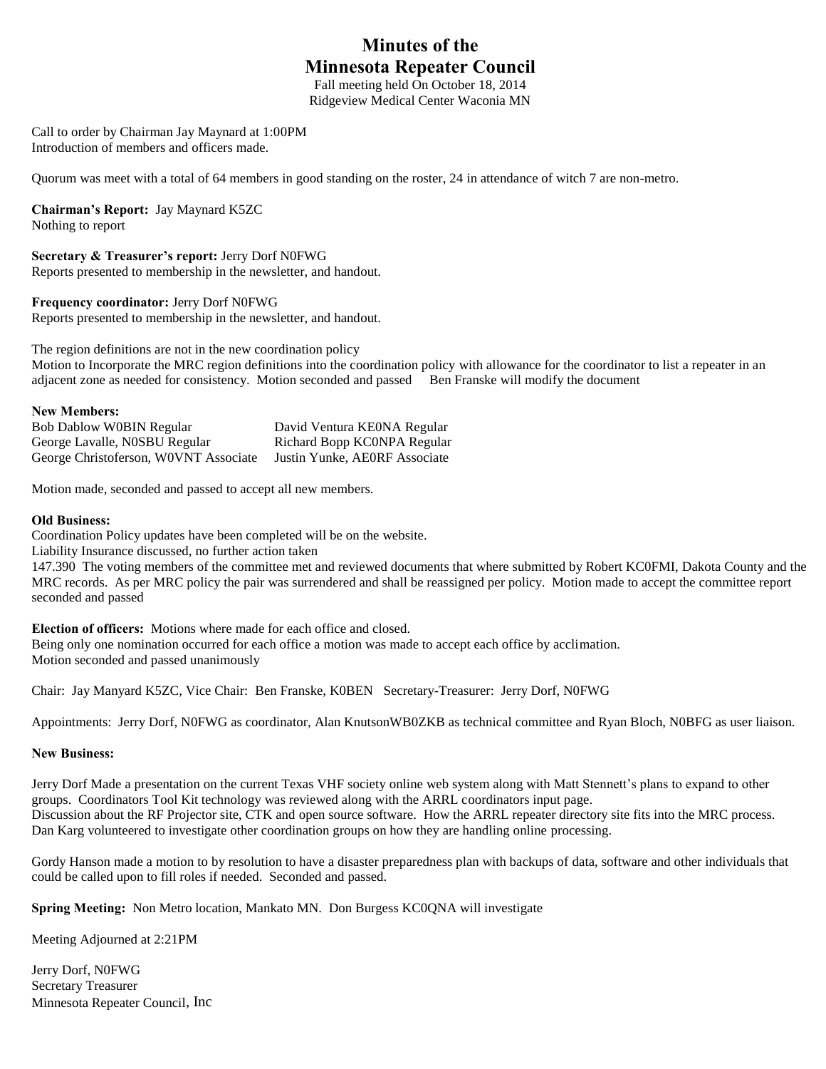# Minutes of the
# Minnesota Repeater Council

Fall meeting held On October 18, 2014
Ridgeview Medical Center Waconia MN

Call to order by Chairman Jay Maynard at 1:00PM
Introduction of members and officers made.

Quorum was meet with a total of 64 members in good standing on the roster, 24 in attendance of witch 7 are non-metro.

**Chairman's Report:** Jay Maynard K5ZC
Nothing to report

**Secretary & Treasurer's report:** Jerry Dorf N0FWG
Reports presented to membership in the newsletter, and handout.

**Frequency coordinator:** Jerry Dorf N0FWG
Reports presented to membership in the newsletter, and handout.

The region definitions are not in the new coordination policy
Motion to Incorporate the MRC region definitions into the coordination policy with allowance for the coordinator to list a repeater in an adjacent zone as needed for consistency. Motion seconded and passed  Ben Franske will modify the document

**New Members:**

| | |
|---|---|
| Bob Dablow W0BIN Regular | David Ventura KE0NA Regular |
| George Lavalle, N0SBU Regular | Richard Bopp KC0NPA Regular |
| George Christoferson, W0VNT Associate | Justin Yunke, AE0RF Associate |

Motion made, seconded and passed to accept all new members.

**Old Business:**
Coordination Policy updates have been completed will be on the website.
Liability Insurance discussed, no further action taken
147.390 The voting members of the committee met and reviewed documents that where submitted by Robert KC0FMI, Dakota County and the MRC records. As per MRC policy the pair was surrendered and shall be reassigned per policy. Motion made to accept the committee report seconded and passed

**Election of officers:** Motions where made for each office and closed.
Being only one nomination occurred for each office a motion was made to accept each office by acclimation.
Motion seconded and passed unanimously

Chair: Jay Manyard K5ZC, Vice Chair: Ben Franske, K0BEN  Secretary-Treasurer: Jerry Dorf, N0FWG

Appointments: Jerry Dorf, N0FWG as coordinator, Alan KnutsonWB0ZKB as technical committee and Ryan Bloch, N0BFG as user liaison.

**New Business:**

Jerry Dorf Made a presentation on the current Texas VHF society online web system along with Matt Stennett's plans to expand to other groups. Coordinators Tool Kit technology was reviewed along with the ARRL coordinators input page.
Discussion about the RF Projector site, CTK and open source software. How the ARRL repeater directory site fits into the MRC process.
Dan Karg volunteered to investigate other coordination groups on how they are handling online processing.

Gordy Hanson made a motion to by resolution to have a disaster preparedness plan with backups of data, software and other individuals that could be called upon to fill roles if needed. Seconded and passed.

**Spring Meeting:** Non Metro location, Mankato MN. Don Burgess KC0QNA will investigate

Meeting Adjourned at 2:21PM

Jerry Dorf, N0FWG
Secretary Treasurer
Minnesota Repeater Council, Inc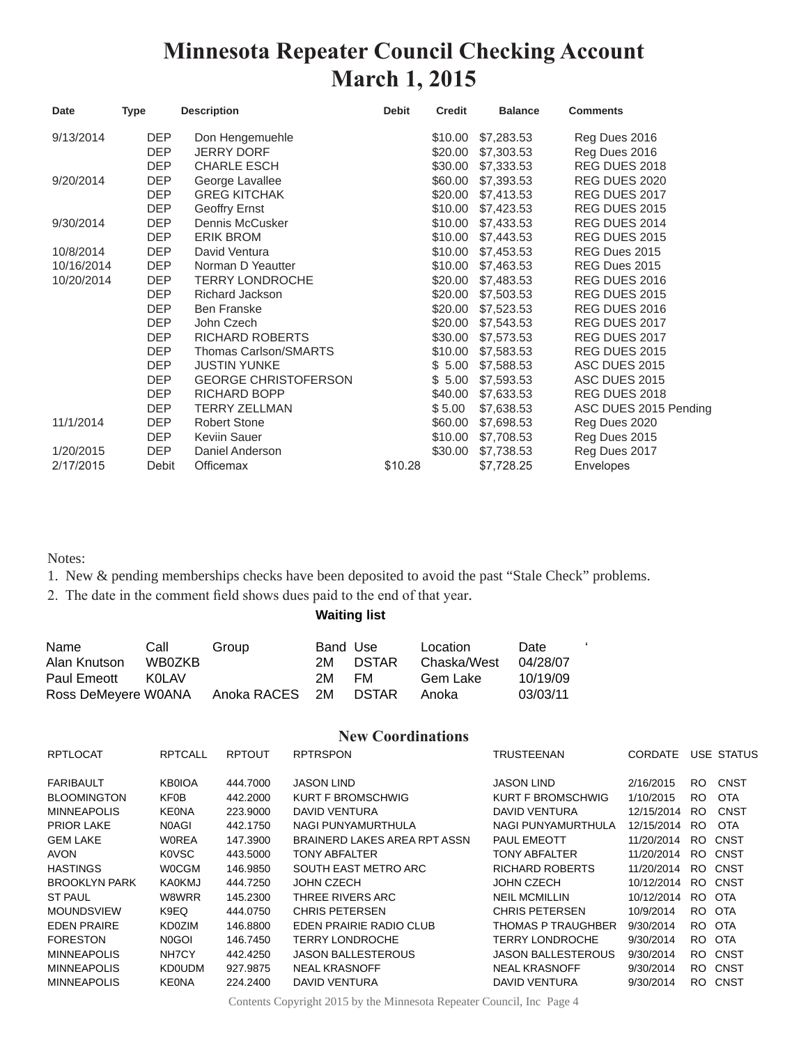# Minnesota Repeater Council Checking Account
# March 1, 2015

| Date | Type | Description | Debit | Credit | Balance | Comments |
|---|---|---|---|---|---|---|
| 9/13/2014 | DEP | Don Hengemuehle | | $10.00 | $7,283.53 | Reg Dues 2016 |
| | DEP | JERRY DORF | | $20.00 | $7,303.53 | Reg Dues 2016 |
| | DEP | CHARLE ESCH | | $30.00 | $7,333.53 | REG DUES 2018 |
| 9/20/2014 | DEP | George Lavallee | | $60.00 | $7,393.53 | REG DUES 2020 |
| | DEP | GREG KITCHAK | | $20.00 | $7,413.53 | REG DUES 2017 |
| | DEP | Geoffry Ernst | | $10.00 | $7,423.53 | REG DUES 2015 |
| 9/30/2014 | DEP | Dennis McCusker | | $10.00 | $7,433.53 | REG DUES 2014 |
| | DEP | ERIK BROM | | $10.00 | $7,443.53 | REG DUES 2015 |
| 10/8/2014 | DEP | David Ventura | | $10.00 | $7,453.53 | REG Dues 2015 |
| 10/16/2014 | DEP | Norman D Yeautter | | $10.00 | $7,463.53 | REG Dues 2015 |
| 10/20/2014 | DEP | TERRY LONDROCHE | | $20.00 | $7,483.53 | REG DUES 2016 |
| | DEP | Richard Jackson | | $20.00 | $7,503.53 | REG DUES 2015 |
| | DEP | Ben Franske | | $20.00 | $7,523.53 | REG DUES 2016 |
| | DEP | John Czech | | $20.00 | $7,543.53 | REG DUES 2017 |
| | DEP | RICHARD ROBERTS | | $30.00 | $7,573.53 | REG DUES 2017 |
| | DEP | Thomas Carlson/SMARTS | | $10.00 | $7,583.53 | REG DUES 2015 |
| | DEP | JUSTIN YUNKE | | $ 5.00 | $7,588.53 | ASC DUES 2015 |
| | DEP | GEORGE CHRISTOFERSON | | $ 5.00 | $7,593.53 | ASC DUES 2015 |
| | DEP | RICHARD BOPP | | $40.00 | $7,633.53 | REG DUES 2018 |
| | DEP | TERRY ZELLMAN | | $ 5.00 | $7,638.53 | ASC DUES 2015 Pending |
| 11/1/2014 | DEP | Robert Stone | | $60.00 | $7,698.53 | Reg Dues 2020 |
| | DEP | Keviin Sauer | | $10.00 | $7,708.53 | Reg Dues 2015 |
| 1/20/2015 | DEP | Daniel Anderson | | $30.00 | $7,738.53 | Reg Dues 2017 |
| 2/17/2015 | Debit | Officemax | $10.28 | | $7,728.25 | Envelopes |

Notes:

1. New & pending memberships checks have been deposited to avoid the past "Stale Check" problems.
2. The date in the comment field shows dues paid to the end of that year.

**Waiting list**

| Name | Call | Group | Band | Use | Location | Date |
|---|---|---|---|---|---|---|
| Alan Knutson | WB0ZKB | | 2M | DSTAR | Chaska/West | 04/28/07 |
| Paul Emeott | K0LAV | | 2M | FM | Gem Lake | 10/19/09 |
| Ross DeMeyere | W0ANA | Anoka RACES | 2M | DSTAR | Anoka | 03/03/11 |

## New Coordinations

| RPTLOCAT | RPTCALL | RPTOUT | RPTRSPON | TRUSTEENAN | CORDATE | USE | STATUS |
|---|---|---|---|---|---|---|---|
| FARIBAULT | KB0IOA | 444.7000 | JASON LIND | JASON LIND | 2/16/2015 | RO | CNST |
| BLOOMINGTON | KF0B | 442.2000 | KURT F BROMSCHWIG | KURT F BROMSCHWIG | 1/10/2015 | RO | OTA |
| MINNEAPOLIS | KE0NA | 223.9000 | DAVID VENTURA | DAVID VENTURA | 12/15/2014 | RO | CNST |
| PRIOR LAKE | N0AGI | 442.1750 | NAGI PUNYAMURTHULA | NAGI PUNYAMURTHULA | 12/15/2014 | RO | OTA |
| GEM LAKE | W0REA | 147.3900 | BRAINERD LAKES AREA RPT ASSN | PAUL EMEOTT | 11/20/2014 | RO | CNST |
| AVON | K0VSC | 443.5000 | TONY ABFALTER | TONY ABFALTER | 11/20/2014 | RO | CNST |
| HASTINGS | W0CGM | 146.9850 | SOUTH EAST METRO ARC | RICHARD ROBERTS | 11/20/2014 | RO | CNST |
| BROOKLYN PARK | KA0KMJ | 444.7250 | JOHN CZECH | JOHN CZECH | 10/12/2014 | RO | CNST |
| ST PAUL | W8WRR | 145.2300 | THREE RIVERS ARC | NEIL MCMILLIN | 10/12/2014 | RO | OTA |
| MOUNDSVIEW | K9EQ | 444.0750 | CHRIS PETERSEN | CHRIS PETERSEN | 10/9/2014 | RO | OTA |
| EDEN PRAIRE | KD0ZIM | 146.8800 | EDEN PRAIRIE RADIO CLUB | THOMAS P TRAUGHBER | 9/30/2014 | RO | OTA |
| FORESTON | N0GOI | 146.7450 | TERRY LONDROCHE | TERRY LONDROCHE | 9/30/2014 | RO | OTA |
| MINNEAPOLIS | NH7CY | 442.4250 | JASON BALLESTEROUS | JASON BALLESTEROUS | 9/30/2014 | RO | CNST |
| MINNEAPOLIS | KD0UDM | 927.9875 | NEAL KRASNOFF | NEAL KRASNOFF | 9/30/2014 | RO | CNST |
| MINNEAPOLIS | KE0NA | 224.2400 | DAVID VENTURA | DAVID VENTURA | 9/30/2014 | RO | CNST |

Contents Copyright 2015 by the Minnesota Repeater Council, Inc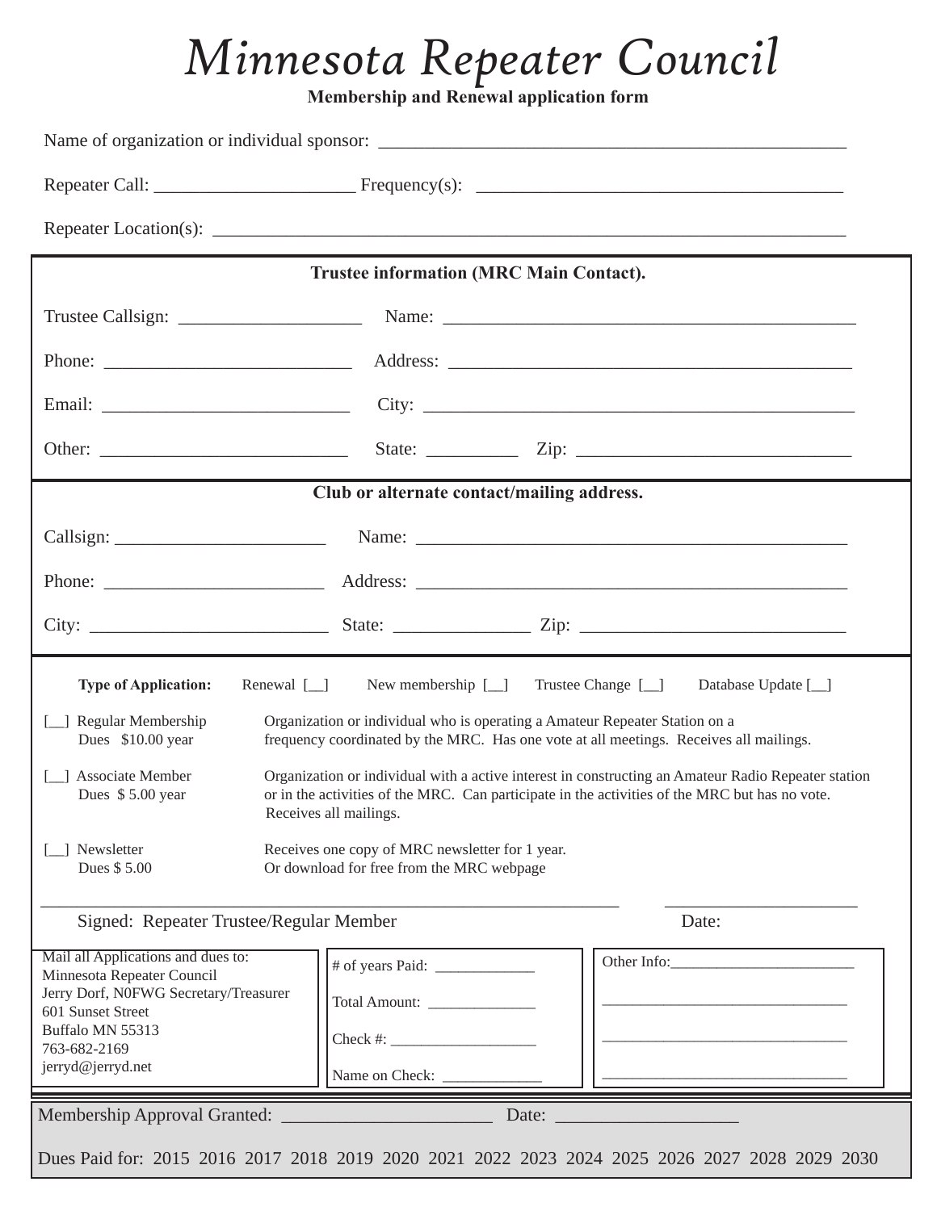# Minnesota Repeater Council

**Membership and Renewal application form**

Name of organization or individual sponsor: ____________________________________________________

Repeater Call: ______________________ Frequency(s): ________________________________________

Repeater Location(s): _______________________________________________________________________

**Trustee information (MRC Main Contact).**

Trustee Callsign: ____________________ Name: _____________________________________________

Phone: ___________________________ Address: ____________________________________________

Email: ___________________________ City: _______________________________________________

Other: ___________________________ State: __________ Zip: ______________________________

**Club or alternate contact/mailing address.**

Callsign: _______________________ Name: _______________________________________________

Phone: _______________________ Address: _____________________________________________

City: __________________________ State: _______________ Zip: ____________________________

**Type of Application:** Renewal [__] New membership [__] Trustee Change [__] Database Update [__]

[__] Regular Membership
Dues $10.00 year
Organization or individual who is operating a Amateur Repeater Station on a frequency coordinated by the MRC. Has one vote at all meetings. Receives all mailings.

[__] Associate Member
Dues $ 5.00 year
Organization or individual with a active interest in constructing an Amateur Radio Repeater station or in the activities of the MRC. Can participate in the activities of the MRC but has no vote. Receives all mailings.

[__] Newsletter
Dues $ 5.00
Receives one copy of MRC newsletter for 1 year. Or download for free from the MRC webpage

_________________________________________________________________ _____________________

Signed: Repeater Trustee/Regular Member Date:

Mail all Applications and dues to:
Minnesota Repeater Council
Jerry Dorf, N0FWG Secretary/Treasurer
601 Sunset Street
Buffalo MN 55313
763-682-2169
jerryd@jerryd.net

# of years Paid: ____________

Total Amount: ______________

Check #: ___________________

Name on Check: _____________

Other Info:________________________

________________________________

________________________________

________________________________

Membership Approval Granted: _______________________ Date: ____________________

Dues Paid for: 2015 2016 2017 2018 2019 2020 2021 2022 2023 2024 2025 2026 2027 2028 2029 2030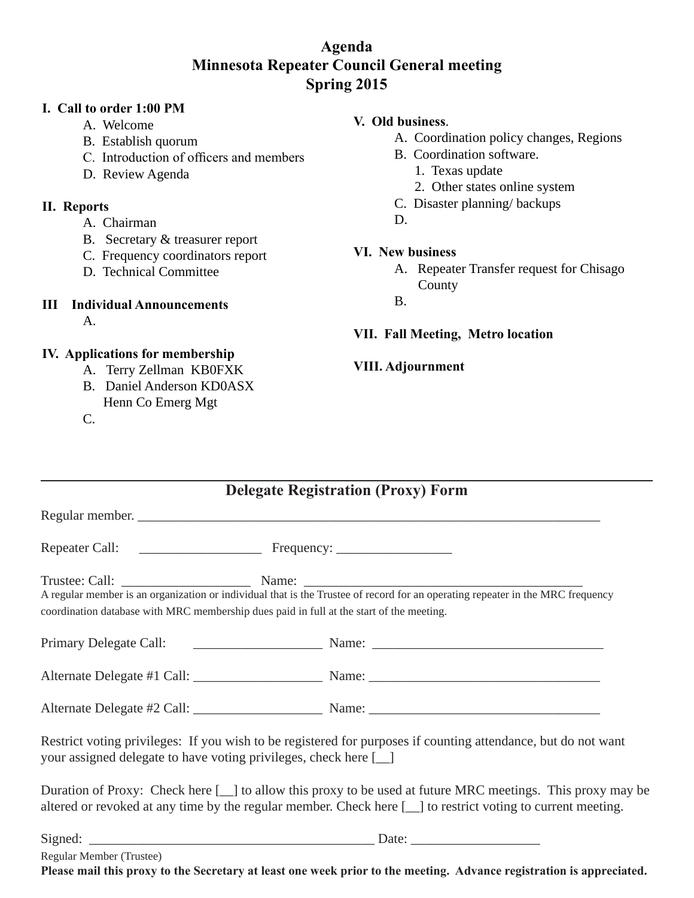# Agenda
# Minnesota Repeater Council General meeting
# Spring 2015

**I. Call to order 1:00 PM**

A. Welcome
B. Establish quorum
C. Introduction of officers and members
D. Review Agenda

**II. Reports**

A. Chairman
B. Secretary & treasurer report
C. Frequency coordinators report
D. Technical Committee

**III Individual Announcements**

A.

**IV. Applications for membership**

A. Terry Zellman KB0FXK
B. Daniel Anderson KD0ASX
Henn Co Emerg Mgt
C.

**V. Old business**.

A. Coordination policy changes, Regions
B. Coordination software.
1. Texas update
2. Other states online system
C. Disaster planning/ backups
D.

**VI. New business**

A. Repeater Transfer request for Chisago County
B.

**VII. Fall Meeting, Metro location**

**VIII. Adjournment**

---

## Delegate Registration (Proxy) Form

Regular member. ______________________________________________________________________

Repeater Call: __________________ Frequency: _________________

Trustee: Call: ___________________ Name: _________________________________________

A regular member is an organization or individual that is the Trustee of record for an operating repeater in the MRC frequency coordination database with MRC membership dues paid in full at the start of the meeting.

Primary Delegate Call: ___________________ Name: ___________________________________

Alternate Delegate #1 Call: ___________________ Name: ___________________________________

Alternate Delegate #2 Call: ___________________ Name: ___________________________________

Restrict voting privileges: If you wish to be registered for purposes if counting attendance, but do not want your assigned delegate to have voting privileges, check here [__]

Duration of Proxy: Check here [__] to allow this proxy to be used at future MRC meetings. This proxy may be altered or revoked at any time by the regular member. Check here [__] to restrict voting to current meeting.

Signed: ____________________________________________ Date: ___________________
Regular Member (Trustee)

**Please mail this proxy to the Secretary at least one week prior to the meeting. Advance registration is appreciated.**